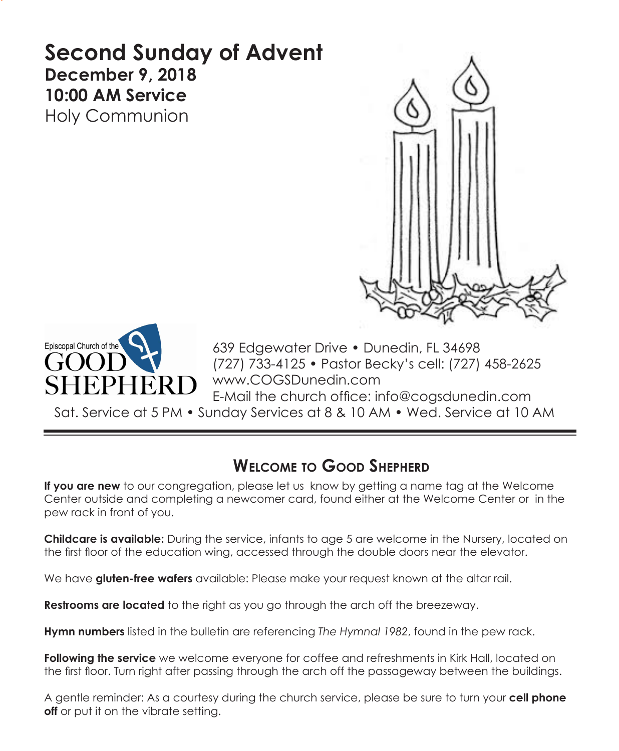# Second Sunday of Advent

**December 9, 2018**

**10:00 AM Service**

Holy Communion

Episcopal Church of the GOOD SHEPHERD

639 Edgewater Drive • Dunedin, FL 34698
(727) 733-4125 • Pastor Becky's cell: (727) 458-2625
www.COGSDunedin.com
E-Mail the church office: info@cogsdunedin.com

Sat. Service at 5 PM • Sunday Services at 8 & 10 AM • Wed. Service at 10 AM

## Welcome to Good Shepherd

**If you are new** to our congregation, please let us know by getting a name tag at the Welcome Center outside and completing a newcomer card, found either at the Welcome Center or in the pew rack in front of you.

**Childcare is available:** During the service, infants to age 5 are welcome in the Nursery, located on the first floor of the education wing, accessed through the double doors near the elevator.

We have **gluten-free wafers** available: Please make your request known at the altar rail.

**Restrooms are located** to the right as you go through the arch off the breezeway.

**Hymn numbers** listed in the bulletin are referencing *The Hymnal 1982*, found in the pew rack.

**Following the service** we welcome everyone for coffee and refreshments in Kirk Hall, located on the first floor. Turn right after passing through the arch off the passageway between the buildings.

A gentle reminder: As a courtesy during the church service, please be sure to turn your **cell phone off** or put it on the vibrate setting.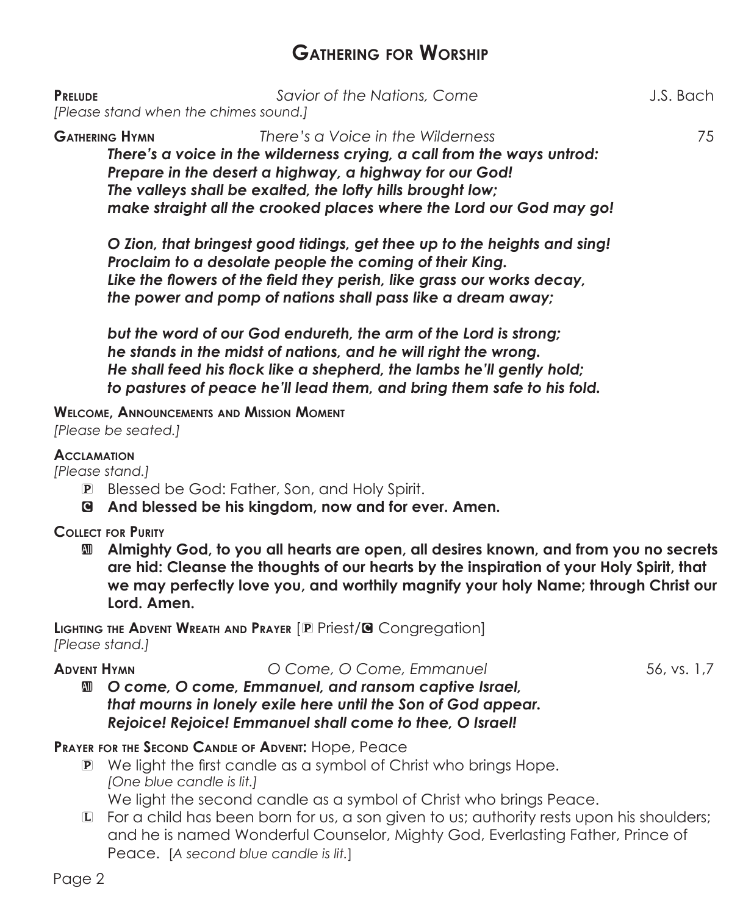# Gathering for Worship

**Prelude** *Savior of the Nations, Come* J.S. Bach
*[Please stand when the chimes sound.]*

**Gathering Hymn** *There's a Voice in the Wilderness* 75

***There's a voice in the wilderness crying, a call from the ways untrod:***
***Prepare in the desert a highway, a highway for our God!***
***The valleys shall be exalted, the lofty hills brought low;***
***make straight all the crooked places where the Lord our God may go!***

***O Zion, that bringest good tidings, get thee up to the heights and sing!***
***Proclaim to a desolate people the coming of their King.***
***Like the flowers of the field they perish, like grass our works decay,***
***the power and pomp of nations shall pass like a dream away;***

***but the word of our God endureth, the arm of the Lord is strong;***
***he stands in the midst of nations, and he will right the wrong.***
***He shall feed his flock like a shepherd, the lambs he'll gently hold;***
***to pastures of peace he'll lead them, and bring them safe to his fold.***

**Welcome, Announcements and Mission Moment**
*[Please be seated.]*

**Acclamation**
*[Please stand.]*

P Blessed be God: Father, Son, and Holy Spirit.
**C And blessed be his kingdom, now and for ever. Amen.**

**Collect for Purity**

**All Almighty God, to you all hearts are open, all desires known, and from you no secrets are hid: Cleanse the thoughts of our hearts by the inspiration of your Holy Spirit, that we may perfectly love you, and worthily magnify your holy Name; through Christ our Lord. Amen.**

**Lighting the Advent Wreath and Prayer** [P Priest/C Congregation]
*[Please stand.]*

**Advent Hymn** *O Come, O Come, Emmanuel* 56, vs. 1,7

**All** ***O come, O come, Emmanuel, and ransom captive Israel,***
***that mourns in lonely exile here until the Son of God appear.***
***Rejoice! Rejoice! Emmanuel shall come to thee, O Israel!***

**Prayer for the Second Candle of Advent:** Hope, Peace

P We light the first candle as a symbol of Christ who brings Hope.
*[One blue candle is lit.]*
We light the second candle as a symbol of Christ who brings Peace.

L For a child has been born for us, a son given to us; authority rests upon his shoulders; and he is named Wonderful Counselor, Mighty God, Everlasting Father, Prince of Peace. [*A second blue candle is lit.*]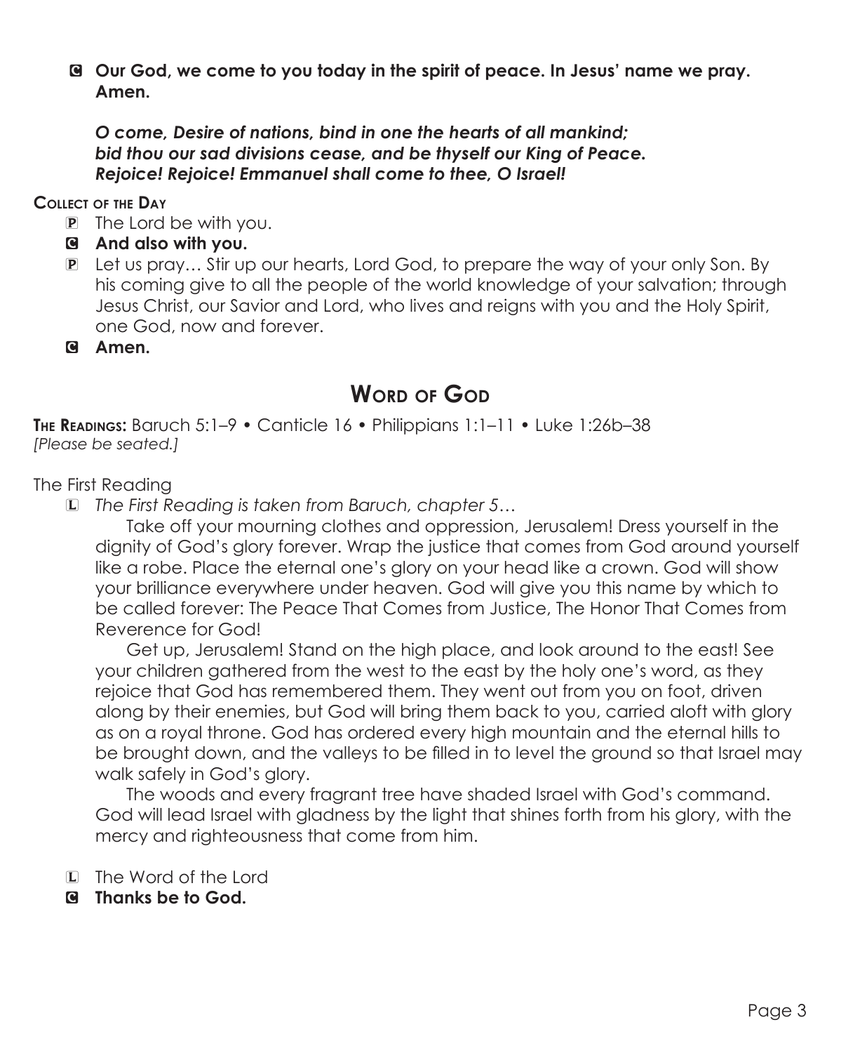**C Our God, we come to you today in the spirit of peace. In Jesus' name we pray. Amen.**

***O come, Desire of nations, bind in one the hearts of all mankind;***
***bid thou our sad divisions cease, and be thyself our King of Peace.***
***Rejoice! Rejoice! Emmanuel shall come to thee, O Israel!***

**Collect of the Day**

P The Lord be with you.

**C And also with you.**

P Let us pray… Stir up our hearts, Lord God, to prepare the way of your only Son. By his coming give to all the people of the world knowledge of your salvation; through Jesus Christ, our Savior and Lord, who lives and reigns with you and the Holy Spirit, one God, now and forever.

**C Amen.**

## Word of God

**The Readings:** Baruch 5:1–9 • Canticle 16 • Philippians 1:1–11 • Luke 1:26b–38
*[Please be seated.]*

The First Reading

L *The First Reading is taken from Baruch, chapter 5…*

Take off your mourning clothes and oppression, Jerusalem! Dress yourself in the dignity of God's glory forever. Wrap the justice that comes from God around yourself like a robe. Place the eternal one's glory on your head like a crown. God will show your brilliance everywhere under heaven. God will give you this name by which to be called forever: The Peace That Comes from Justice, The Honor That Comes from Reverence for God!

Get up, Jerusalem! Stand on the high place, and look around to the east! See your children gathered from the west to the east by the holy one's word, as they rejoice that God has remembered them. They went out from you on foot, driven along by their enemies, but God will bring them back to you, carried aloft with glory as on a royal throne. God has ordered every high mountain and the eternal hills to be brought down, and the valleys to be filled in to level the ground so that Israel may walk safely in God's glory.

The woods and every fragrant tree have shaded Israel with God's command. God will lead Israel with gladness by the light that shines forth from his glory, with the mercy and righteousness that come from him.

L The Word of the Lord

**C Thanks be to God.**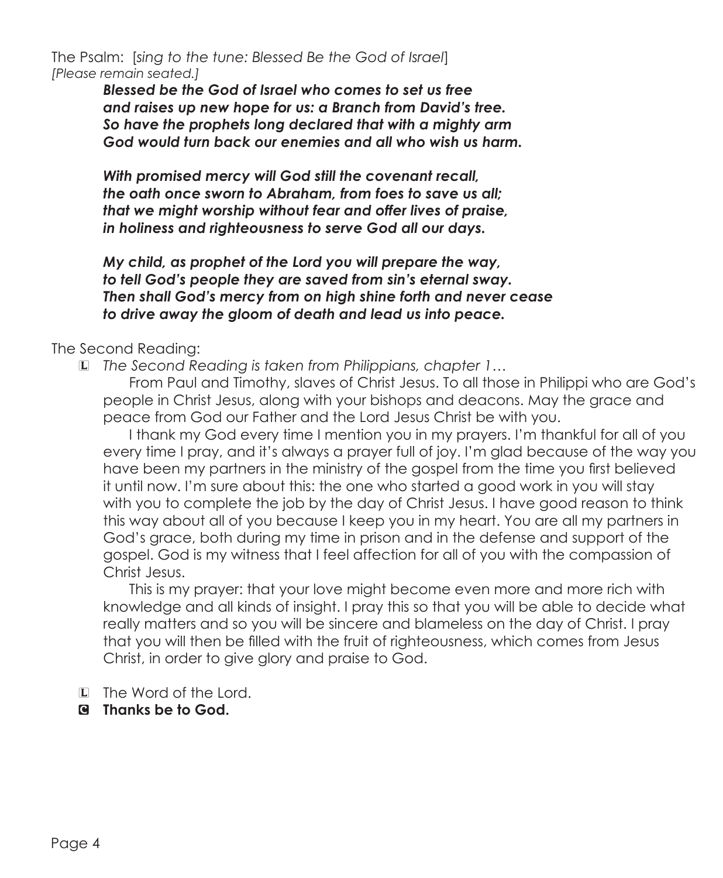The Psalm: [*sing to the tune: Blessed Be the God of Israel*]
*[Please remain seated.]*

***Blessed be the God of Israel who comes to set us free***
***and raises up new hope for us: a Branch from David's tree.***
***So have the prophets long declared that with a mighty arm***
***God would turn back our enemies and all who wish us harm.***

***With promised mercy will God still the covenant recall,***
***the oath once sworn to Abraham, from foes to save us all;***
***that we might worship without fear and offer lives of praise,***
***in holiness and righteousness to serve God all our days.***

***My child, as prophet of the Lord you will prepare the way,***
***to tell God's people they are saved from sin's eternal sway.***
***Then shall God's mercy from on high shine forth and never cease***
***to drive away the gloom of death and lead us into peace.***

The Second Reading:

L *The Second Reading is taken from Philippians, chapter 1…*

From Paul and Timothy, slaves of Christ Jesus. To all those in Philippi who are God's people in Christ Jesus, along with your bishops and deacons. May the grace and peace from God our Father and the Lord Jesus Christ be with you.

I thank my God every time I mention you in my prayers. I'm thankful for all of you every time I pray, and it's always a prayer full of joy. I'm glad because of the way you have been my partners in the ministry of the gospel from the time you first believed it until now. I'm sure about this: the one who started a good work in you will stay with you to complete the job by the day of Christ Jesus. I have good reason to think this way about all of you because I keep you in my heart. You are all my partners in God's grace, both during my time in prison and in the defense and support of the gospel. God is my witness that I feel affection for all of you with the compassion of Christ Jesus.

This is my prayer: that your love might become even more and more rich with knowledge and all kinds of insight. I pray this so that you will be able to decide what really matters and so you will be sincere and blameless on the day of Christ. I pray that you will then be filled with the fruit of righteousness, which comes from Jesus Christ, in order to give glory and praise to God.

L The Word of the Lord.

C **Thanks be to God.**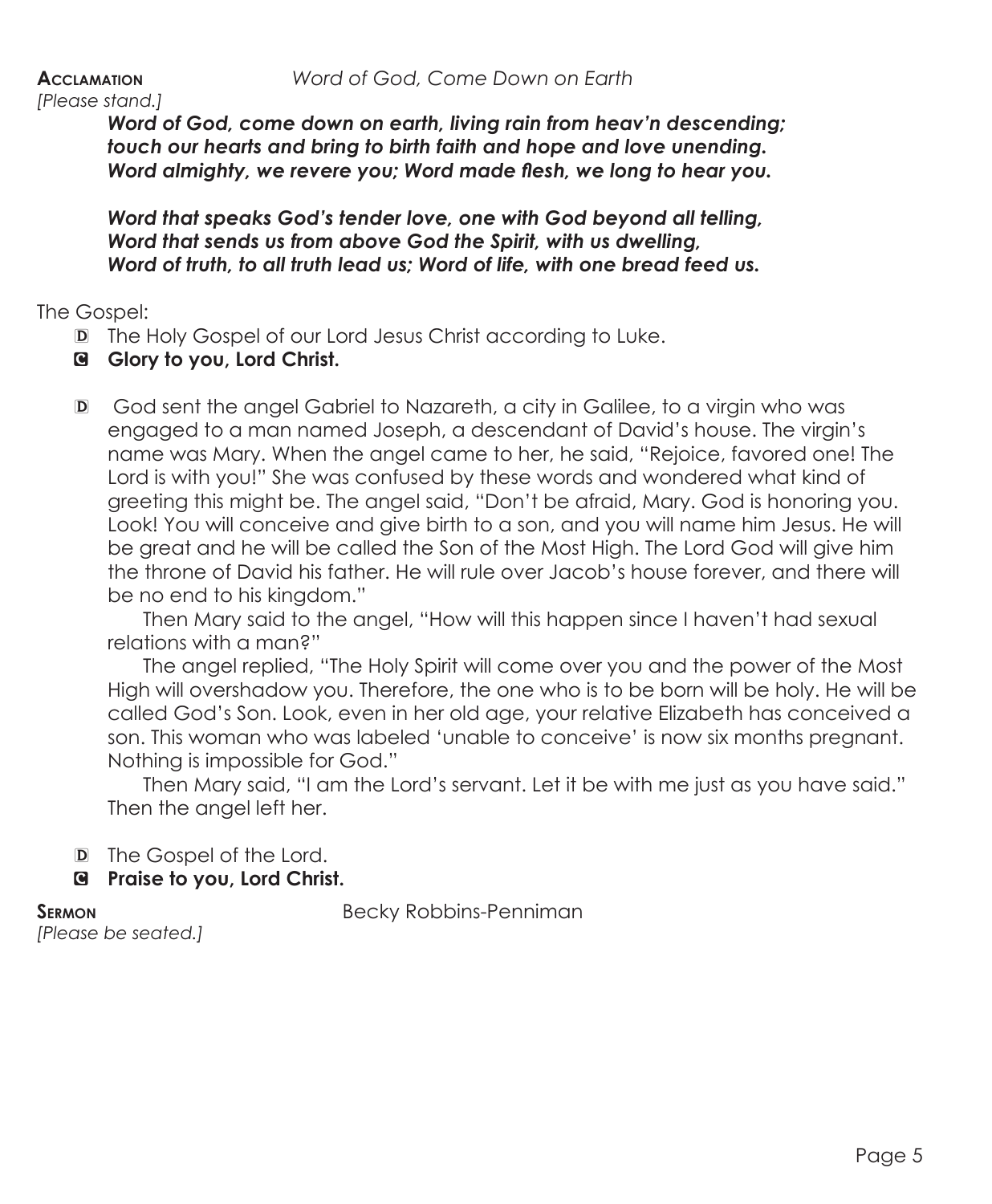**Acclamation** *Word of God, Come Down on Earth*

*[Please stand.]*

***Word of God, come down on earth, living rain from heav'n descending;***
***touch our hearts and bring to birth faith and hope and love unending.***
***Word almighty, we revere you; Word made flesh, we long to hear you.***

***Word that speaks God's tender love, one with God beyond all telling,***
***Word that sends us from above God the Spirit, with us dwelling,***
***Word of truth, to all truth lead us; Word of life, with one bread feed us.***

The Gospel:

D The Holy Gospel of our Lord Jesus Christ according to Luke.

C **Glory to you, Lord Christ.**

D God sent the angel Gabriel to Nazareth, a city in Galilee, to a virgin who was engaged to a man named Joseph, a descendant of David's house. The virgin's name was Mary. When the angel came to her, he said, "Rejoice, favored one! The Lord is with you!" She was confused by these words and wondered what kind of greeting this might be. The angel said, "Don't be afraid, Mary. God is honoring you. Look! You will conceive and give birth to a son, and you will name him Jesus. He will be great and he will be called the Son of the Most High. The Lord God will give him the throne of David his father. He will rule over Jacob's house forever, and there will be no end to his kingdom."

Then Mary said to the angel, "How will this happen since I haven't had sexual relations with a man?"

The angel replied, "The Holy Spirit will come over you and the power of the Most High will overshadow you. Therefore, the one who is to be born will be holy. He will be called God's Son. Look, even in her old age, your relative Elizabeth has conceived a son. This woman who was labeled 'unable to conceive' is now six months pregnant. Nothing is impossible for God."

Then Mary said, "I am the Lord's servant. Let it be with me just as you have said." Then the angel left her.

D The Gospel of the Lord.

C **Praise to you, Lord Christ.**

**Sermon** Becky Robbins-Penniman

*[Please be seated.]*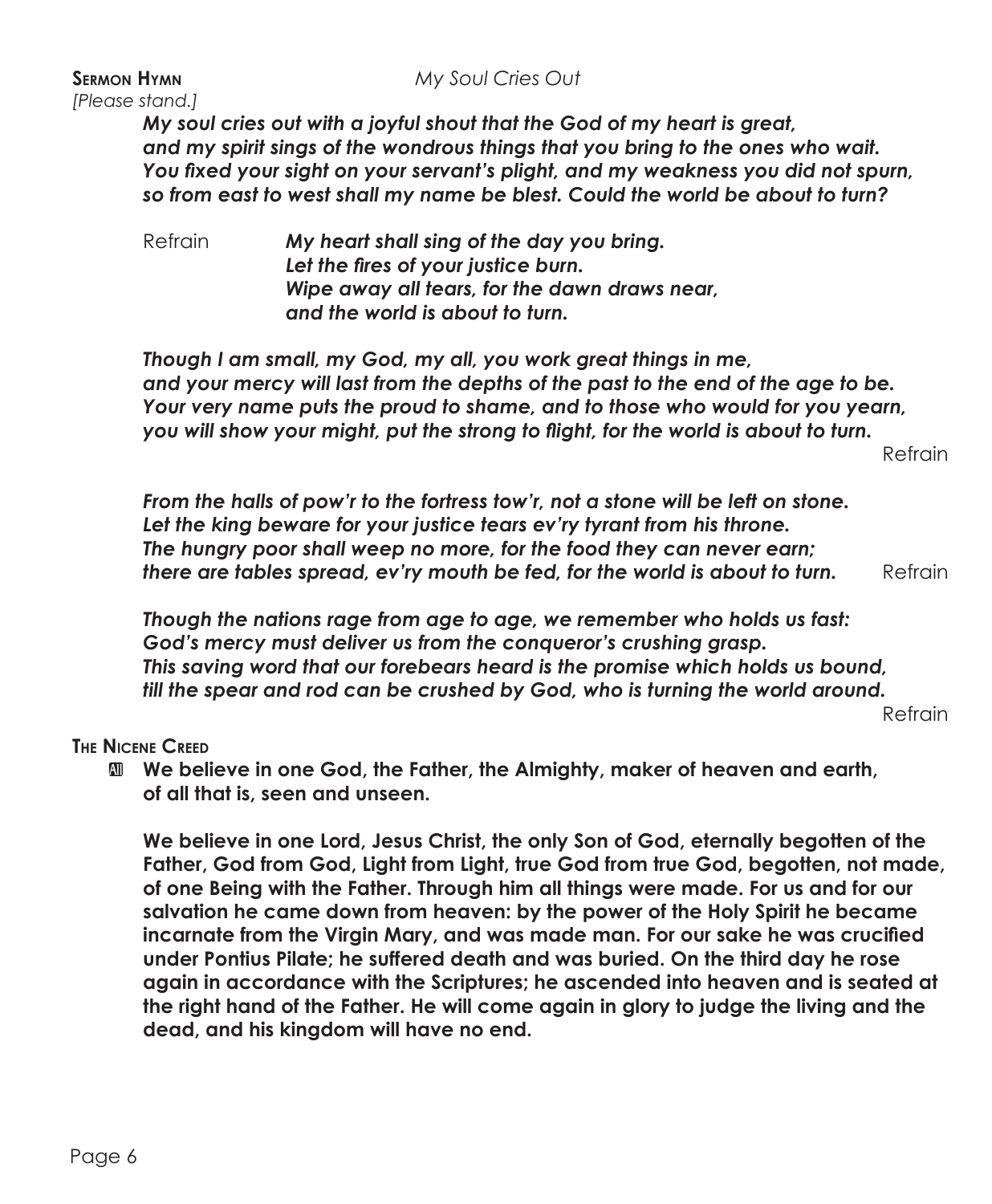**Sermon Hymn** *My Soul Cries Out*

*[Please stand.]*

***My soul cries out with a joyful shout that the God of my heart is great,***
***and my spirit sings of the wondrous things that you bring to the ones who wait.***
***You fixed your sight on your servant's plight, and my weakness you did not spurn,***
***so from east to west shall my name be blest. Could the world be about to turn?***

Refrain ***My heart shall sing of the day you bring.***
***Let the fires of your justice burn.***
***Wipe away all tears, for the dawn draws near,***
***and the world is about to turn.***

***Though I am small, my God, my all, you work great things in me,***
***and your mercy will last from the depths of the past to the end of the age to be.***
***Your very name puts the proud to shame, and to those who would for you yearn,***
***you will show your might, put the strong to flight, for the world is about to turn.***
Refrain

***From the halls of pow'r to the fortress tow'r, not a stone will be left on stone.***
***Let the king beware for your justice tears ev'ry tyrant from his throne.***
***The hungry poor shall weep no more, for the food they can never earn;***
***there are tables spread, ev'ry mouth be fed, for the world is about to turn.*** Refrain

***Though the nations rage from age to age, we remember who holds us fast:***
***God's mercy must deliver us from the conqueror's crushing grasp.***
***This saving word that our forebears heard is the promise which holds us bound,***
***till the spear and rod can be crushed by God, who is turning the world around.***
Refrain

**The Nicene Creed**

All **We believe in one God, the Father, the Almighty, maker of heaven and earth, of all that is, seen and unseen.**

**We believe in one Lord, Jesus Christ, the only Son of God, eternally begotten of the Father, God from God, Light from Light, true God from true God, begotten, not made, of one Being with the Father. Through him all things were made. For us and for our salvation he came down from heaven: by the power of the Holy Spirit he became incarnate from the Virgin Mary, and was made man. For our sake he was crucified under Pontius Pilate; he suffered death and was buried. On the third day he rose again in accordance with the Scriptures; he ascended into heaven and is seated at the right hand of the Father. He will come again in glory to judge the living and the dead, and his kingdom will have no end.**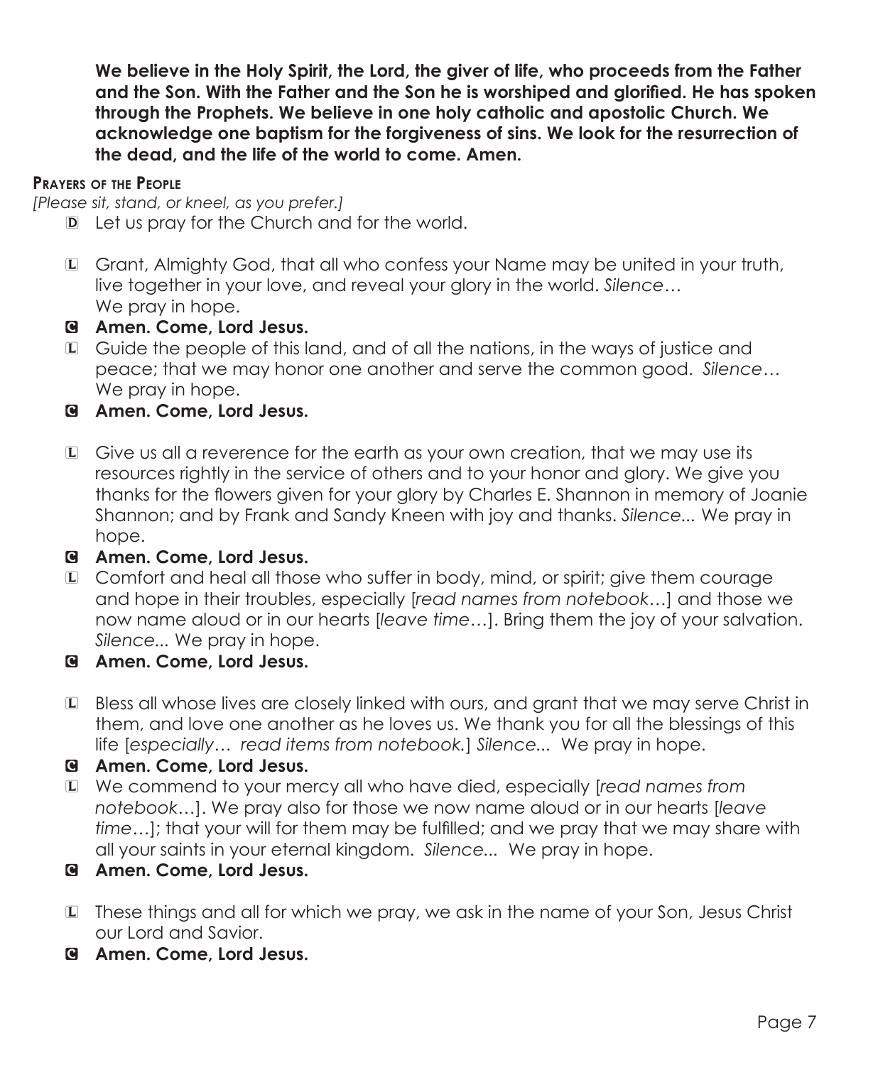**We believe in the Holy Spirit, the Lord, the giver of life, who proceeds from the Father and the Son. With the Father and the Son he is worshiped and glorified. He has spoken through the Prophets. We believe in one holy catholic and apostolic Church. We acknowledge one baptism for the forgiveness of sins. We look for the resurrection of the dead, and the life of the world to come. Amen.**

### Prayers of the People

*[Please sit, stand, or kneel, as you prefer.]*

D Let us pray for the Church and for the world.

L Grant, Almighty God, that all who confess your Name may be united in your truth, live together in your love, and reveal your glory in the world. *Silence…* We pray in hope.

**C Amen. Come, Lord Jesus.**

L Guide the people of this land, and of all the nations, in the ways of justice and peace; that we may honor one another and serve the common good. *Silence…* We pray in hope.

**C Amen. Come, Lord Jesus.**

L Give us all a reverence for the earth as your own creation, that we may use its resources rightly in the service of others and to your honor and glory. We give you thanks for the flowers given for your glory by Charles E. Shannon in memory of Joanie Shannon; and by Frank and Sandy Kneen with joy and thanks. *Silence...* We pray in hope.

**C Amen. Come, Lord Jesus.**

L Comfort and heal all those who suffer in body, mind, or spirit; give them courage and hope in their troubles, especially [*read names from notebook…*] and those we now name aloud or in our hearts [*leave time…*]. Bring them the joy of your salvation. *Silence...* We pray in hope.

**C Amen. Come, Lord Jesus.**

L Bless all whose lives are closely linked with ours, and grant that we may serve Christ in them, and love one another as he loves us. We thank you for all the blessings of this life [*especially… read items from notebook.*] *Silence...* We pray in hope.

**C Amen. Come, Lord Jesus.**

L We commend to your mercy all who have died, especially [*read names from notebook…*]. We pray also for those we now name aloud or in our hearts [*leave time…*]; that your will for them may be fulfilled; and we pray that we may share with all your saints in your eternal kingdom. *Silence...* We pray in hope.

**C Amen. Come, Lord Jesus.**

L These things and all for which we pray, we ask in the name of your Son, Jesus Christ our Lord and Savior.

**C Amen. Come, Lord Jesus.**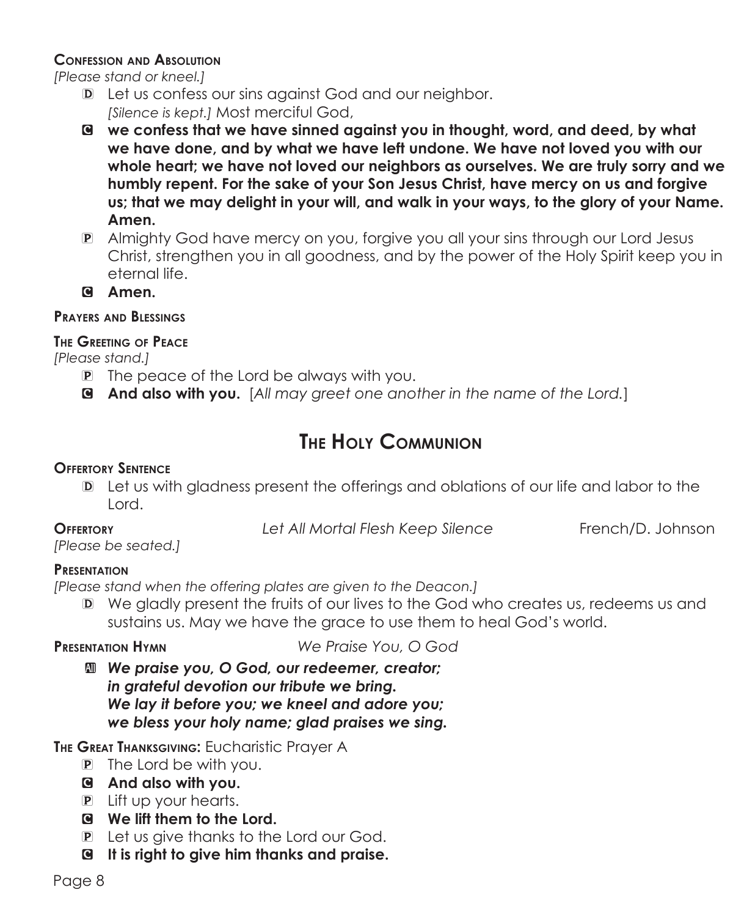**Confession and Absolution**

*[Please stand or kneel.]*

D Let us confess our sins against God and our neighbor.
*[Silence is kept.]* Most merciful God,

C **we confess that we have sinned against you in thought, word, and deed, by what we have done, and by what we have left undone. We have not loved you with our whole heart; we have not loved our neighbors as ourselves. We are truly sorry and we humbly repent. For the sake of your Son Jesus Christ, have mercy on us and forgive us; that we may delight in your will, and walk in your ways, to the glory of your Name. Amen.**

P Almighty God have mercy on you, forgive you all your sins through our Lord Jesus Christ, strengthen you in all goodness, and by the power of the Holy Spirit keep you in eternal life.

C **Amen.**

**Prayers and Blessings**

**The Greeting of Peace**

*[Please stand.]*

P The peace of the Lord be always with you.

C **And also with you.** [*All may greet one another in the name of the Lord.*]

# The Holy Communion

**Offertory Sentence**

D Let us with gladness present the offerings and oblations of our life and labor to the Lord.

**Offertory** *Let All Mortal Flesh Keep Silence* French/D. Johnson

*[Please be seated.]*

**Presentation**

*[Please stand when the offering plates are given to the Deacon.]*

D We gladly present the fruits of our lives to the God who creates us, redeems us and sustains us. May we have the grace to use them to heal God's world.

**Presentation Hymn** *We Praise You, O God*

A ***We praise you, O God, our redeemer, creator;***
***in grateful devotion our tribute we bring.***
***We lay it before you; we kneel and adore you;***
***we bless your holy name; glad praises we sing.***

**The Great Thanksgiving:** Eucharistic Prayer A

P The Lord be with you.

C **And also with you.**

P Lift up your hearts.

C **We lift them to the Lord.**

P Let us give thanks to the Lord our God.

C **It is right to give him thanks and praise.**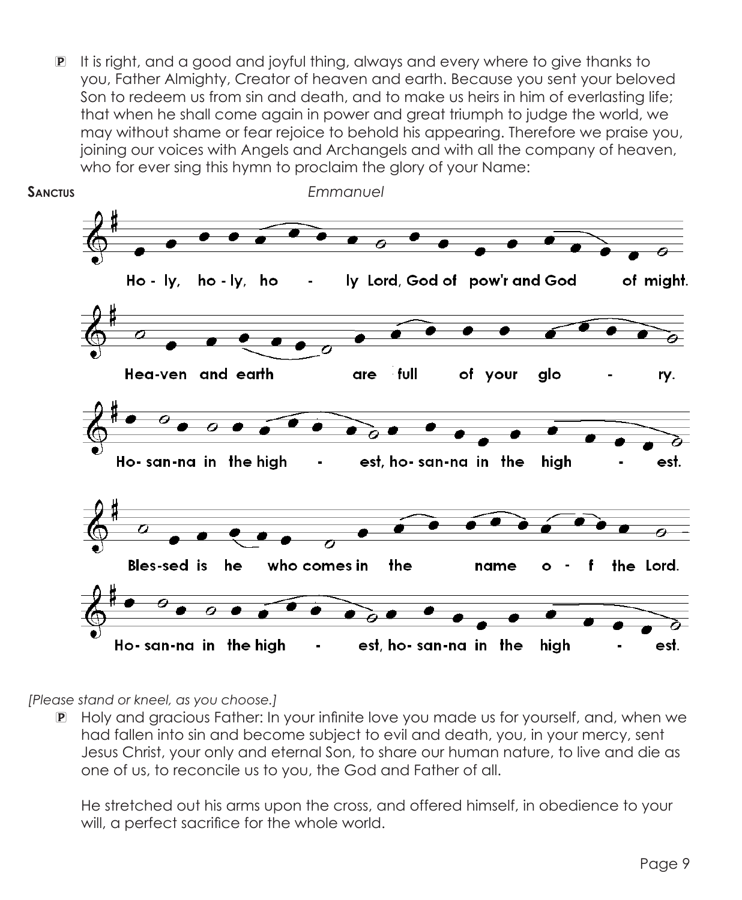P It is right, and a good and joyful thing, always and every where to give thanks to you, Father Almighty, Creator of heaven and earth. Because you sent your beloved Son to redeem us from sin and death, and to make us heirs in him of everlasting life; that when he shall come again in power and great triumph to judge the world, we may without shame or fear rejoice to behold his appearing. Therefore we praise you, joining our voices with Angels and Archangels and with all the company of heaven, who for ever sing this hymn to proclaim the glory of your Name:

**Sanctus** *Emmanuel*

Ho - ly, ho - ly, ho - ly Lord, God of pow'r and God of might.

Hea-ven and earth are full of your glo - ry.

Ho- san-na in the high - est, ho- san-na in the high - est.

Bles-sed is he who comes in the name o - f the Lord.

Ho- san-na in the high - est, ho- san-na in the high - est.

*[Please stand or kneel, as you choose.]*

P Holy and gracious Father: In your infinite love you made us for yourself, and, when we had fallen into sin and become subject to evil and death, you, in your mercy, sent Jesus Christ, your only and eternal Son, to share our human nature, to live and die as one of us, to reconcile us to you, the God and Father of all.

He stretched out his arms upon the cross, and offered himself, in obedience to your will, a perfect sacrifice for the whole world.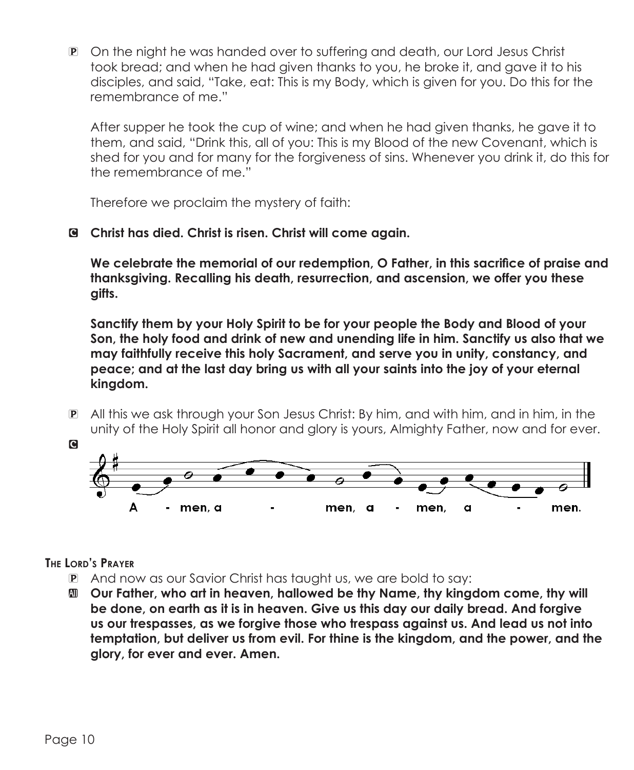P On the night he was handed over to suffering and death, our Lord Jesus Christ took bread; and when he had given thanks to you, he broke it, and gave it to his disciples, and said, "Take, eat: This is my Body, which is given for you. Do this for the remembrance of me."

After supper he took the cup of wine; and when he had given thanks, he gave it to them, and said, "Drink this, all of you: This is my Blood of the new Covenant, which is shed for you and for many for the forgiveness of sins. Whenever you drink it, do this for the remembrance of me."

Therefore we proclaim the mystery of faith:

C **Christ has died. Christ is risen. Christ will come again.**

**We celebrate the memorial of our redemption, O Father, in this sacrifice of praise and thanksgiving. Recalling his death, resurrection, and ascension, we offer you these gifts.**

**Sanctify them by your Holy Spirit to be for your people the Body and Blood of your Son, the holy food and drink of new and unending life in him. Sanctify us also that we may faithfully receive this holy Sacrament, and serve you in unity, constancy, and peace; and at the last day bring us with all your saints into the joy of your eternal kingdom.**

P All this we ask through your Son Jesus Christ: By him, and with him, and in him, in the unity of the Holy Spirit all honor and glory is yours, Almighty Father, now and for ever.

C A - men, a - men, a - men, a - men.

**The Lord's Prayer**

P And now as our Savior Christ has taught us, we are bold to say:

All **Our Father, who art in heaven, hallowed be thy Name, thy kingdom come, thy will be done, on earth as it is in heaven. Give us this day our daily bread. And forgive us our trespasses, as we forgive those who trespass against us. And lead us not into temptation, but deliver us from evil. For thine is the kingdom, and the power, and the glory, for ever and ever. Amen.**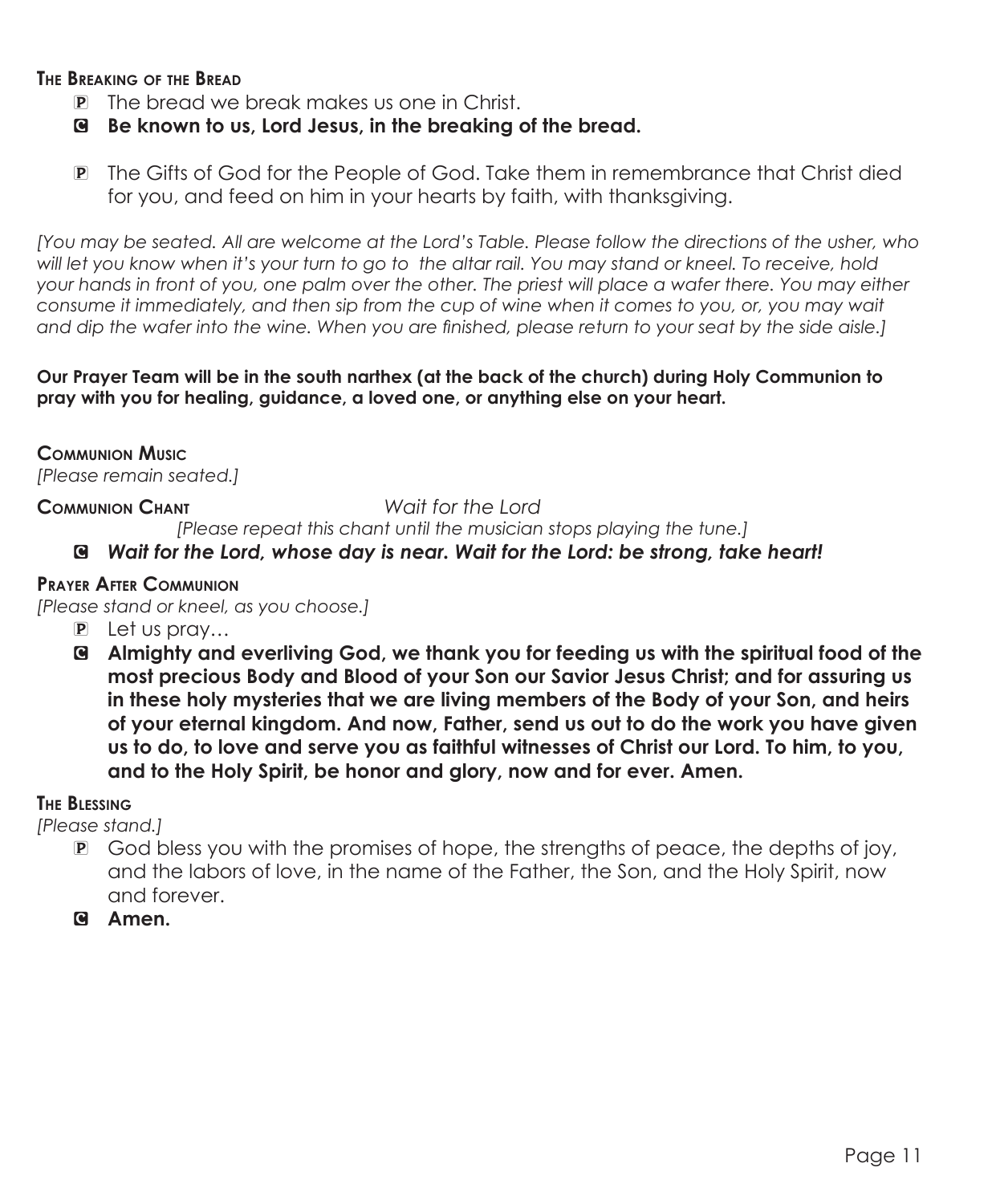**The Breaking of the Bread**

P The bread we break makes us one in Christ.

**C Be known to us, Lord Jesus, in the breaking of the bread.**

P The Gifts of God for the People of God. Take them in remembrance that Christ died for you, and feed on him in your hearts by faith, with thanksgiving.

*[You may be seated. All are welcome at the Lord's Table. Please follow the directions of the usher, who will let you know when it's your turn to go to the altar rail. You may stand or kneel. To receive, hold your hands in front of you, one palm over the other. The priest will place a wafer there. You may either consume it immediately, and then sip from the cup of wine when it comes to you, or, you may wait and dip the wafer into the wine. When you are finished, please return to your seat by the side aisle.]*

**Our Prayer Team will be in the south narthex (at the back of the church) during Holy Communion to pray with you for healing, guidance, a loved one, or anything else on your heart.**

**Communion Music**

*[Please remain seated.]*

**Communion Chant** *Wait for the Lord*

*[Please repeat this chant until the musician stops playing the tune.]*

C ***Wait for the Lord, whose day is near. Wait for the Lord: be strong, take heart!***

**Prayer After Communion**

*[Please stand or kneel, as you choose.]*

P Let us pray…

**C Almighty and everliving God, we thank you for feeding us with the spiritual food of the most precious Body and Blood of your Son our Savior Jesus Christ; and for assuring us in these holy mysteries that we are living members of the Body of your Son, and heirs of your eternal kingdom. And now, Father, send us out to do the work you have given us to do, to love and serve you as faithful witnesses of Christ our Lord. To him, to you, and to the Holy Spirit, be honor and glory, now and for ever. Amen.**

**The Blessing**

*[Please stand.]*

P God bless you with the promises of hope, the strengths of peace, the depths of joy, and the labors of love, in the name of the Father, the Son, and the Holy Spirit, now and forever.

**C Amen.**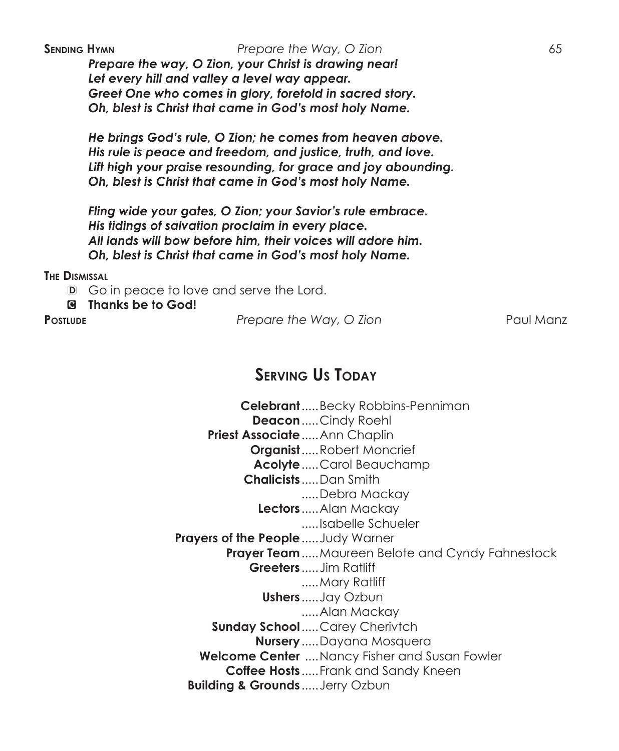**Sending Hymn** *Prepare the Way, O Zion* 65

***Prepare the way, O Zion, your Christ is drawing near!***
***Let every hill and valley a level way appear.***
***Greet One who comes in glory, foretold in sacred story.***
***Oh, blest is Christ that came in God's most holy Name.***

***He brings God's rule, O Zion; he comes from heaven above.***
***His rule is peace and freedom, and justice, truth, and love.***
***Lift high your praise resounding, for grace and joy abounding.***
***Oh, blest is Christ that came in God's most holy Name.***

***Fling wide your gates, O Zion; your Savior's rule embrace.***
***His tidings of salvation proclaim in every place.***
***All lands will bow before him, their voices will adore him.***
***Oh, blest is Christ that came in God's most holy Name.***

**The Dismissal**

D Go in peace to love and serve the Lord.

C **Thanks be to God!**

**Postlude** *Prepare the Way, O Zion* Paul Manz

## Serving Us Today

**Celebrant**.....Becky Robbins-Penniman
**Deacon**.....Cindy Roehl
**Priest Associate**.....Ann Chaplin
**Organist**.....Robert Moncrief
**Acolyte**.....Carol Beauchamp
**Chalicists**.....Dan Smith
.....Debra Mackay
**Lectors**.....Alan Mackay
.....Isabelle Schueler
**Prayers of the People**.....Judy Warner
**Prayer Team**.....Maureen Belote and Cyndy Fahnestock
**Greeters**.....Jim Ratliff
.....Mary Ratliff
**Ushers**.....Jay Ozbun
.....Alan Mackay
**Sunday School**.....Carey Cherivtch
**Nursery**.....Dayana Mosquera
**Welcome Center** ....Nancy Fisher and Susan Fowler
**Coffee Hosts**.....Frank and Sandy Kneen
**Building & Grounds**.....Jerry Ozbun